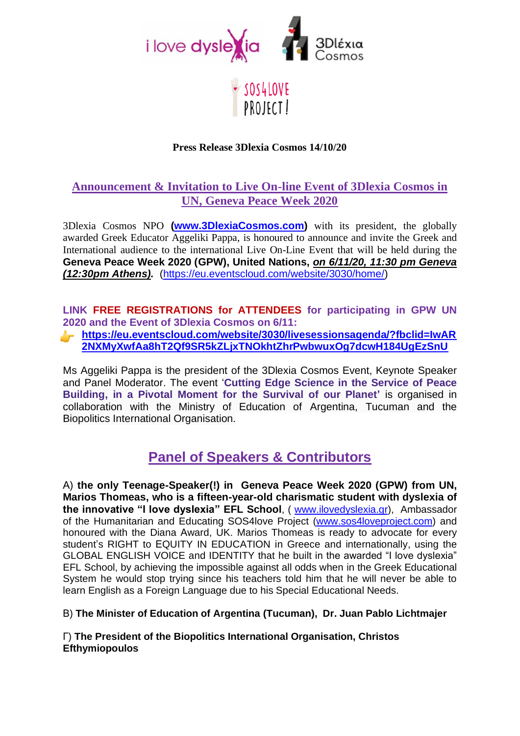**Press Release 3Dlexia Cosmos 14/10/20**

## Announcement & Invitation to Live On-line Event of 3Dlexia Cosmos in UN, Geneva Peace Week 2020

3Dlexia Cosmos NPO (**www.3DlexiaCosmos.com**) with its president, the globally awarded Greek Educator Aggeliki Pappa, is honoured to announce and invite the Greek and International audience to the international Live On-Line Event that will be held during the **Geneva Peace Week 2020 (GPW), United Nations, *on 6/11/20, 11:30 pm Geneva (12:30pm Athens).*** (https://eu.eventscloud.com/website/3030/home/)

**LINK FREE REGISTRATIONS for ATTENDEES for participating in GPW UN 2020 and the Event of 3Dlexia Cosmos on 6/11:**

👉 **https://eu.eventscloud.com/website/3030/livesessionsagenda/?fbclid=IwAR2NXMyXwfAa8hT2Qf9SR5kZLjxTNOkhtZhrPwbwuxOg7dcwH184UgEzSnU**

Ms Aggeliki Pappa is the president of the 3Dlexia Cosmos Event, Keynote Speaker and Panel Moderator. The event '**Cutting Edge Science in the Service of Peace Building, in a Pivotal Moment for the Survival of our Planet'** is organised in collaboration with the Ministry of Education of Argentina, Tucuman and the Biopolitics International Organisation.

## Panel of Speakers & Contributors

A) **the only Teenage-Speaker(!) in Geneva Peace Week 2020 (GPW) from UN, Marios Thomeas, who is a fifteen-year-old charismatic student with dyslexia of the innovative "I love dyslexia" EFL School**, ( www.ilovedyslexia.gr), Ambassador of the Humanitarian and Educating SOS4love Project (www.sos4loveproject.com) and honoured with the Diana Award, UK. Marios Thomeas is ready to advocate for every student's RIGHT to EQUITY IN EDUCATION in Greece and internationally, using the GLOBAL ENGLISH VOICE and IDENTITY that he built in the awarded "I love dyslexia" EFL School, by achieving the impossible against all odds when in the Greek Educational System he would stop trying since his teachers told him that he will never be able to learn English as a Foreign Language due to his Special Educational Needs.

B) **The Minister of Education of Argentina (Tucuman), Dr. Juan Pablo Lichtmajer**

Γ) **The President of the Biopolitics International Organisation, Christos Efthymiopoulos**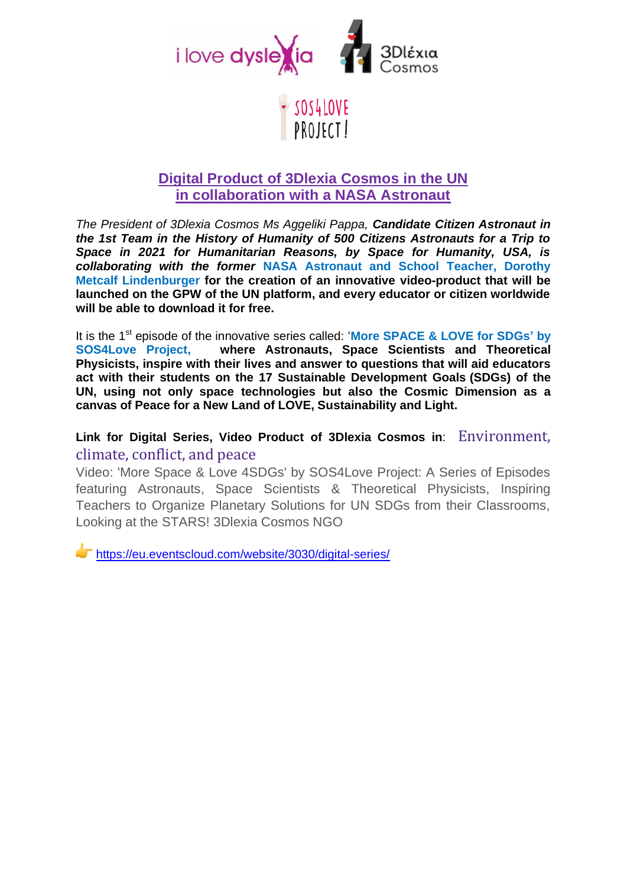## Digital Product of 3Dlexia Cosmos in the UN in collaboration with a NASA Astronaut

*The President of 3Dlexia Cosmos Ms Aggeliki Pappa,* ***Candidate Citizen Astronaut in the 1st Team in the History of Humanity of 500 Citizens Astronauts for a Trip to Space in 2021 for Humanitarian Reasons, by Space for Humanity, USA, is collaborating with the former*** **NASA Astronaut and School Teacher, Dorothy Metcalf Lindenburger for the creation of an innovative video-product that will be launched on the GPW of the UN platform, and every educator or citizen worldwide will be able to download it for free.**

It is the 1st episode of the innovative series called: '**More SPACE & LOVE for SDGs' by SOS4Love Project, where Astronauts, Space Scientists and Theoretical Physicists, inspire with their lives and answer to questions that will aid educators act with their students on the 17 Sustainable Development Goals (SDGs) of the UN, using not only space technologies but also the Cosmic Dimension as a canvas of Peace for a New Land of LOVE, Sustainability and Light.**

**Link for Digital Series, Video Product of 3Dlexia Cosmos in**: Environment, climate, conflict, and peace

Video: 'More Space & Love 4SDGs' by SOS4Love Project: A Series of Episodes featuring Astronauts, Space Scientists & Theoretical Physicists, Inspiring Teachers to Organize Planetary Solutions for UN SDGs from their Classrooms, Looking at the STARS! 3Dlexia Cosmos NGO

👉 https://eu.eventscloud.com/website/3030/digital-series/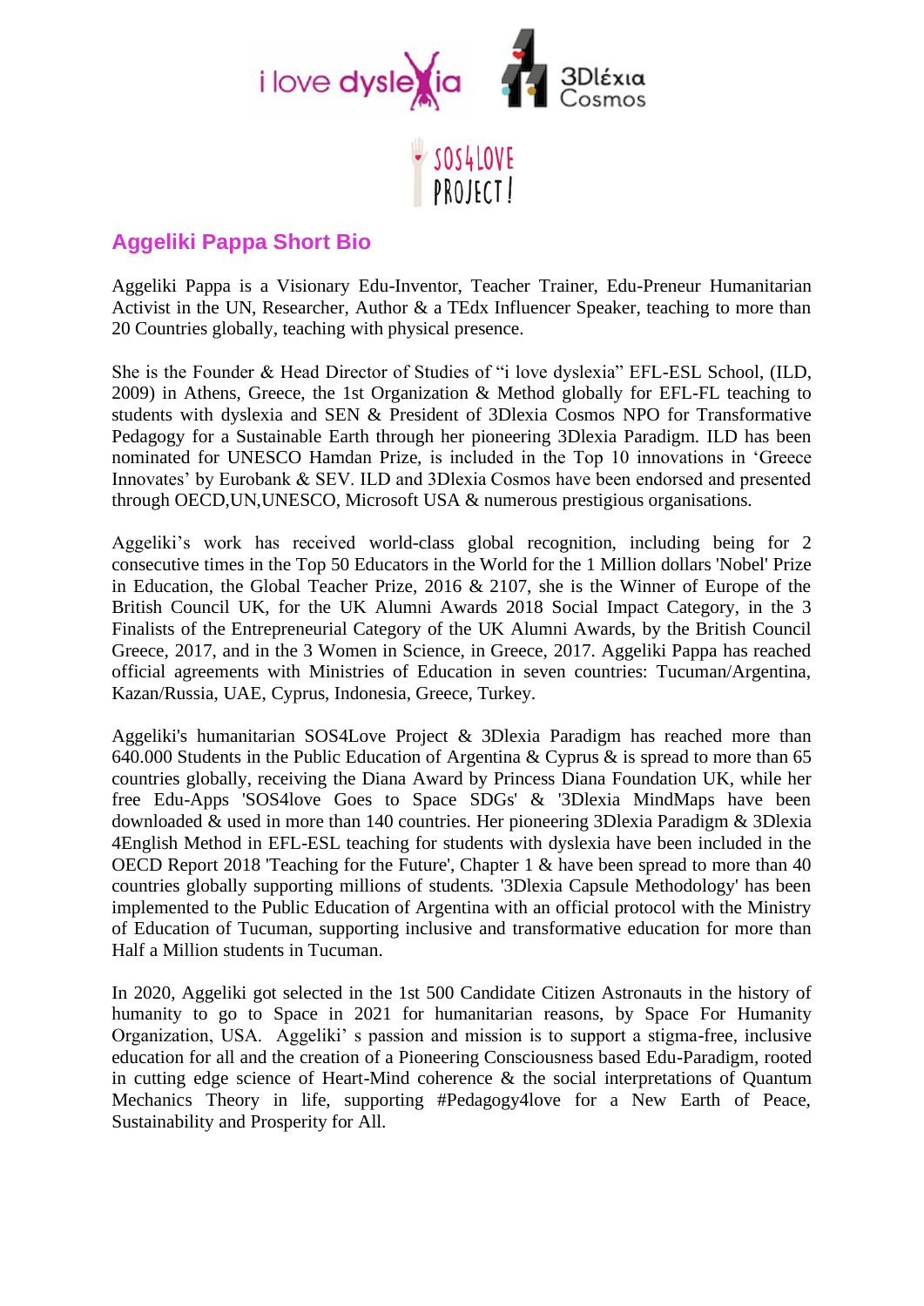## Aggeliki Pappa Short Bio

Aggeliki Pappa is a Visionary Edu-Inventor, Teacher Trainer, Edu-Preneur Humanitarian Activist in the UN, Researcher, Author & a TEdx Influencer Speaker, teaching to more than 20 Countries globally, teaching with physical presence.

She is the Founder & Head Director of Studies of "i love dyslexia" EFL-ESL School, (ILD, 2009) in Athens, Greece, the 1st Organization & Method globally for EFL-FL teaching to students with dyslexia and SEN & President of 3Dlexia Cosmos NPO for Transformative Pedagogy for a Sustainable Earth through her pioneering 3Dlexia Paradigm. ILD has been nominated for UNESCO Hamdan Prize, is included in the Top 10 innovations in 'Greece Innovates' by Eurobank & SEV. ILD and 3Dlexia Cosmos have been endorsed and presented through OECD,UN,UNESCO, Microsoft USA & numerous prestigious organisations.

Aggeliki's work has received world-class global recognition, including being for 2 consecutive times in the Top 50 Educators in the World for the 1 Million dollars 'Nobel' Prize in Education, the Global Teacher Prize, 2016 & 2107, she is the Winner of Europe of the British Council UK, for the UK Alumni Awards 2018 Social Impact Category, in the 3 Finalists of the Entrepreneurial Category of the UK Alumni Awards, by the British Council Greece, 2017, and in the 3 Women in Science, in Greece, 2017. Aggeliki Pappa has reached official agreements with Ministries of Education in seven countries: Tucuman/Argentina, Kazan/Russia, UAE, Cyprus, Indonesia, Greece, Turkey.

Aggeliki's humanitarian SOS4Love Project & 3Dlexia Paradigm has reached more than 640.000 Students in the Public Education of Argentina & Cyprus & is spread to more than 65 countries globally, receiving the Diana Award by Princess Diana Foundation UK, while her free Edu-Apps 'SOS4love Goes to Space SDGs' & '3Dlexia MindMaps have been downloaded & used in more than 140 countries. Her pioneering 3Dlexia Paradigm & 3Dlexia 4English Method in EFL-ESL teaching for students with dyslexia have been included in the OECD Report 2018 'Teaching for the Future', Chapter 1 & have been spread to more than 40 countries globally supporting millions of students. '3Dlexia Capsule Methodology' has been implemented to the Public Education of Argentina with an official protocol with the Ministry of Education of Tucuman, supporting inclusive and transformative education for more than Half a Million students in Tucuman.

In 2020, Aggeliki got selected in the 1st 500 Candidate Citizen Astronauts in the history of humanity to go to Space in 2021 for humanitarian reasons, by Space For Humanity Organization, USA. Aggeliki' s passion and mission is to support a stigma-free, inclusive education for all and the creation of a Pioneering Consciousness based Edu-Paradigm, rooted in cutting edge science of Heart-Mind coherence & the social interpretations of Quantum Mechanics Theory in life, supporting #Pedagogy4love for a New Earth of Peace, Sustainability and Prosperity for All.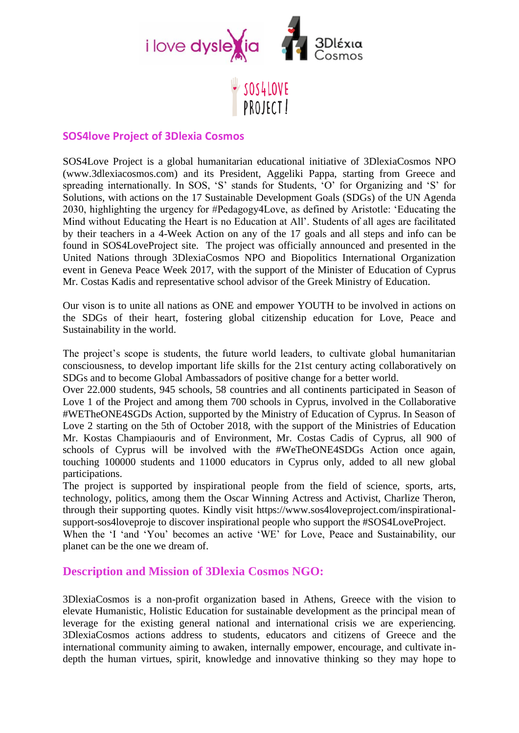## SOS4love Project of 3Dlexia Cosmos

SOS4Love Project is a global humanitarian educational initiative of 3DlexiaCosmos NPO (www.3dlexiacosmos.com) and its President, Aggeliki Pappa, starting from Greece and spreading internationally. In SOS, 'S' stands for Students, 'O' for Organizing and 'S' for Solutions, with actions on the 17 Sustainable Development Goals (SDGs) of the UN Agenda 2030, highlighting the urgency for #Pedagogy4Love, as defined by Aristotle: 'Educating the Mind without Educating the Heart is no Education at All'. Students of all ages are facilitated by their teachers in a 4-Week Action on any of the 17 goals and all steps and info can be found in SOS4LoveProject site. The project was officially announced and presented in the United Nations through 3DlexiaCosmos NPO and Biopolitics International Organization event in Geneva Peace Week 2017, with the support of the Minister of Education of Cyprus Mr. Costas Kadis and representative school advisor of the Greek Ministry of Education.

Our vison is to unite all nations as ONE and empower YOUTH to be involved in actions on the SDGs of their heart, fostering global citizenship education for Love, Peace and Sustainability in the world.

The project's scope is students, the future world leaders, to cultivate global humanitarian consciousness, to develop important life skills for the 21st century acting collaboratively on SDGs and to become Global Ambassadors of positive change for a better world.
Over 22.000 students, 945 schools, 58 countries and all continents participated in Season of Love 1 of the Project and among them 700 schools in Cyprus, involved in the Collaborative #WETheONE4SGDs Action, supported by the Ministry of Education of Cyprus. In Season of Love 2 starting on the 5th of October 2018, with the support of the Ministries of Education Mr. Kostas Champiaouris and of Environment, Mr. Costas Cadis of Cyprus, all 900 of schools of Cyprus will be involved with the #WeTheONE4SDGs Action once again, touching 100000 students and 11000 educators in Cyprus only, added to all new global participations.
The project is supported by inspirational people from the field of science, sports, arts, technology, politics, among them the Oscar Winning Actress and Activist, Charlize Theron, through their supporting quotes. Kindly visit https://www.sos4loveproject.com/inspirational-support-sos4loveproje to discover inspirational people who support the #SOS4LoveProject.
When the 'I 'and 'You' becomes an active 'WE' for Love, Peace and Sustainability, our planet can be the one we dream of.

## Description and Mission of 3Dlexia Cosmos NGO:

3DlexiaCosmos is a non-profit organization based in Athens, Greece with the vision to elevate Humanistic, Holistic Education for sustainable development as the principal mean of leverage for the existing general national and international crisis we are experiencing. 3DlexiaCosmos actions address to students, educators and citizens of Greece and the international community aiming to awaken, internally empower, encourage, and cultivate in-depth the human virtues, spirit, knowledge and innovative thinking so they may hope to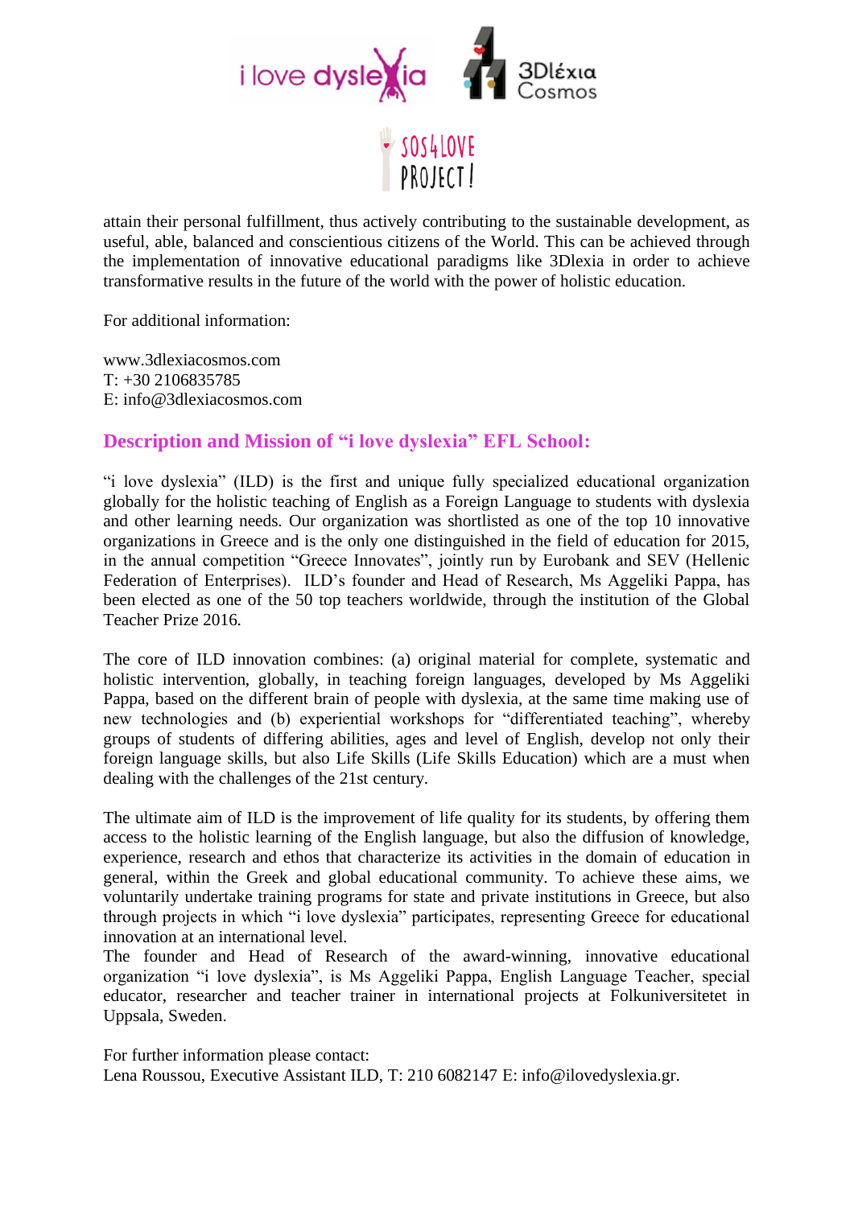attain their personal fulfillment, thus actively contributing to the sustainable development, as useful, able, balanced and conscientious citizens of the World. This can be achieved through the implementation of innovative educational paradigms like 3Dlexia in order to achieve transformative results in the future of the world with the power of holistic education.

For additional information:

www.3dlexiacosmos.com
T: +30 2106835785
E: info@3dlexiacosmos.com

## Description and Mission of "i love dyslexia" EFL School:

"i love dyslexia" (ILD) is the first and unique fully specialized educational organization globally for the holistic teaching of English as a Foreign Language to students with dyslexia and other learning needs. Our organization was shortlisted as one of the top 10 innovative organizations in Greece and is the only one distinguished in the field of education for 2015, in the annual competition "Greece Innovates", jointly run by Eurobank and SEV (Hellenic Federation of Enterprises). ILD's founder and Head of Research, Ms Aggeliki Pappa, has been elected as one of the 50 top teachers worldwide, through the institution of the Global Teacher Prize 2016.

The core of ILD innovation combines: (a) original material for complete, systematic and holistic intervention, globally, in teaching foreign languages, developed by Ms Aggeliki Pappa, based on the different brain of people with dyslexia, at the same time making use of new technologies and (b) experiential workshops for "differentiated teaching", whereby groups of students of differing abilities, ages and level of English, develop not only their foreign language skills, but also Life Skills (Life Skills Education) which are a must when dealing with the challenges of the 21st century.

The ultimate aim of ILD is the improvement of life quality for its students, by offering them access to the holistic learning of the English language, but also the diffusion of knowledge, experience, research and ethos that characterize its activities in the domain of education in general, within the Greek and global educational community. To achieve these aims, we voluntarily undertake training programs for state and private institutions in Greece, but also through projects in which "i love dyslexia" participates, representing Greece for educational innovation at an international level.
The founder and Head of Research of the award-winning, innovative educational organization "i love dyslexia", is Ms Aggeliki Pappa, English Language Teacher, special educator, researcher and teacher trainer in international projects at Folkuniversitetet in Uppsala, Sweden.

For further information please contact:
Lena Roussou, Executive Assistant ILD, T: 210 6082147 E: info@ilovedyslexia.gr.